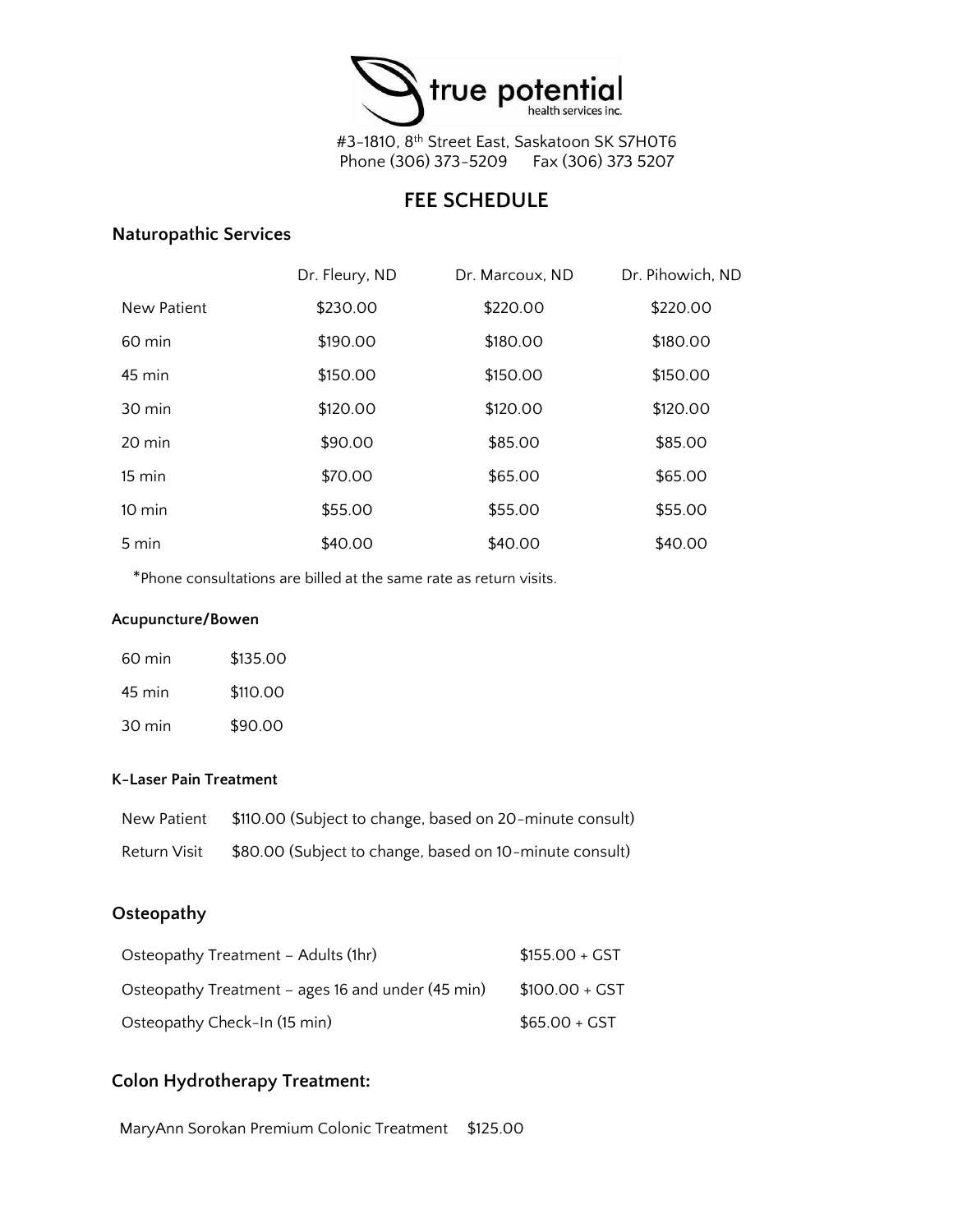true potential
health services inc.

#3-1810, 8th Street East, Saskatoon SK S7H0T6
Phone (306) 373-5209 Fax (306) 373 5207

# FEE SCHEDULE

## Naturopathic Services

| | Dr. Fleury, ND | Dr. Marcoux, ND | Dr. Pihowich, ND |
|---|---|---|---|
| New Patient | $230.00 | $220.00 | $220.00 |
| 60 min | $190.00 | $180.00 | $180.00 |
| 45 min | $150.00 | $150.00 | $150.00 |
| 30 min | $120.00 | $120.00 | $120.00 |
| 20 min | $90.00 | $85.00 | $85.00 |
| 15 min | $70.00 | $65.00 | $65.00 |
| 10 min | $55.00 | $55.00 | $55.00 |
| 5 min | $40.00 | $40.00 | $40.00 |

*Phone consultations are billed at the same rate as return visits.

### Acupuncture/Bowen

| | |
|---|---|
| 60 min | $135.00 |
| 45 min | $110.00 |
| 30 min | $90.00 |

### K-Laser Pain Treatment

| | |
|---|---|
| New Patient | $110.00 (Subject to change, based on 20-minute consult) |
| Return Visit | $80.00 (Subject to change, based on 10-minute consult) |

## Osteopathy

| | |
|---|---|
| Osteopathy Treatment – Adults (1hr) | $155.00 + GST |
| Osteopathy Treatment – ages 16 and under (45 min) | $100.00 + GST |
| Osteopathy Check-In (15 min) | $65.00 + GST |

## Colon Hydrotherapy Treatment:

MaryAnn Sorokan Premium Colonic Treatment $125.00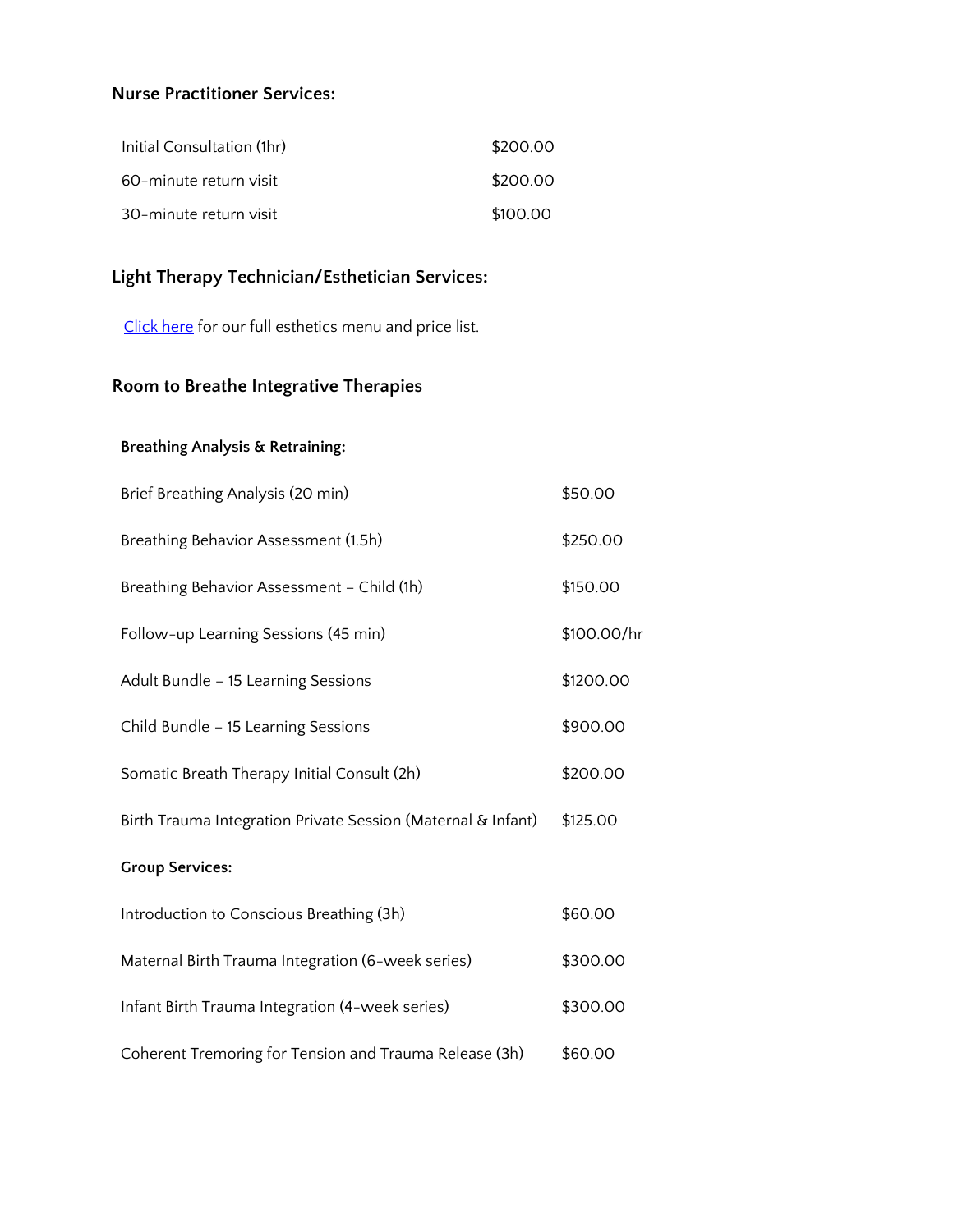### Nurse Practitioner Services:

| | |
|---|---|
| Initial Consultation (1hr) | $200.00 |
| 60-minute return visit | $200.00 |
| 30-minute return visit | $100.00 |

### Light Therapy Technician/Esthetician Services:

Click here for our full esthetics menu and price list.

### Room to Breathe Integrative Therapies

| **Breathing Analysis & Retraining:** | |
|---|---|
| Brief Breathing Analysis (20 min) | $50.00 |
| Breathing Behavior Assessment (1.5h) | $250.00 |
| Breathing Behavior Assessment – Child (1h) | $150.00 |
| Follow-up Learning Sessions (45 min) | $100.00/hr |
| Adult Bundle – 15 Learning Sessions | $1200.00 |
| Child Bundle – 15 Learning Sessions | $900.00 |
| Somatic Breath Therapy Initial Consult (2h) | $200.00 |
| Birth Trauma Integration Private Session (Maternal & Infant) | $125.00 |
| **Group Services:** | |
| Introduction to Conscious Breathing (3h) | $60.00 |
| Maternal Birth Trauma Integration (6-week series) | $300.00 |
| Infant Birth Trauma Integration (4-week series) | $300.00 |
| Coherent Tremoring for Tension and Trauma Release (3h) | $60.00 |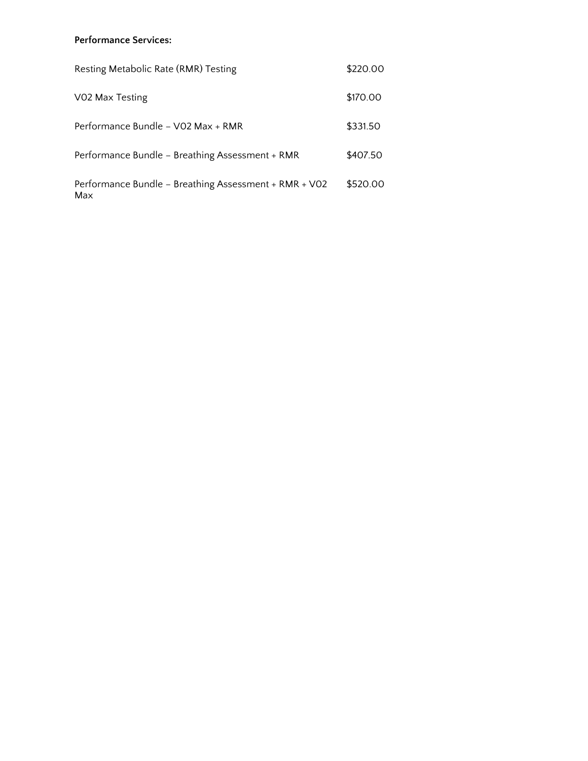**Performance Services:**

| | |
|---|---|
| Resting Metabolic Rate (RMR) Testing | $220.00 |
| V02 Max Testing | $170.00 |
| Performance Bundle – V02 Max + RMR | $331.50 |
| Performance Bundle – Breathing Assessment + RMR | $407.50 |
| Performance Bundle – Breathing Assessment + RMR + V02 Max | $520.00 |